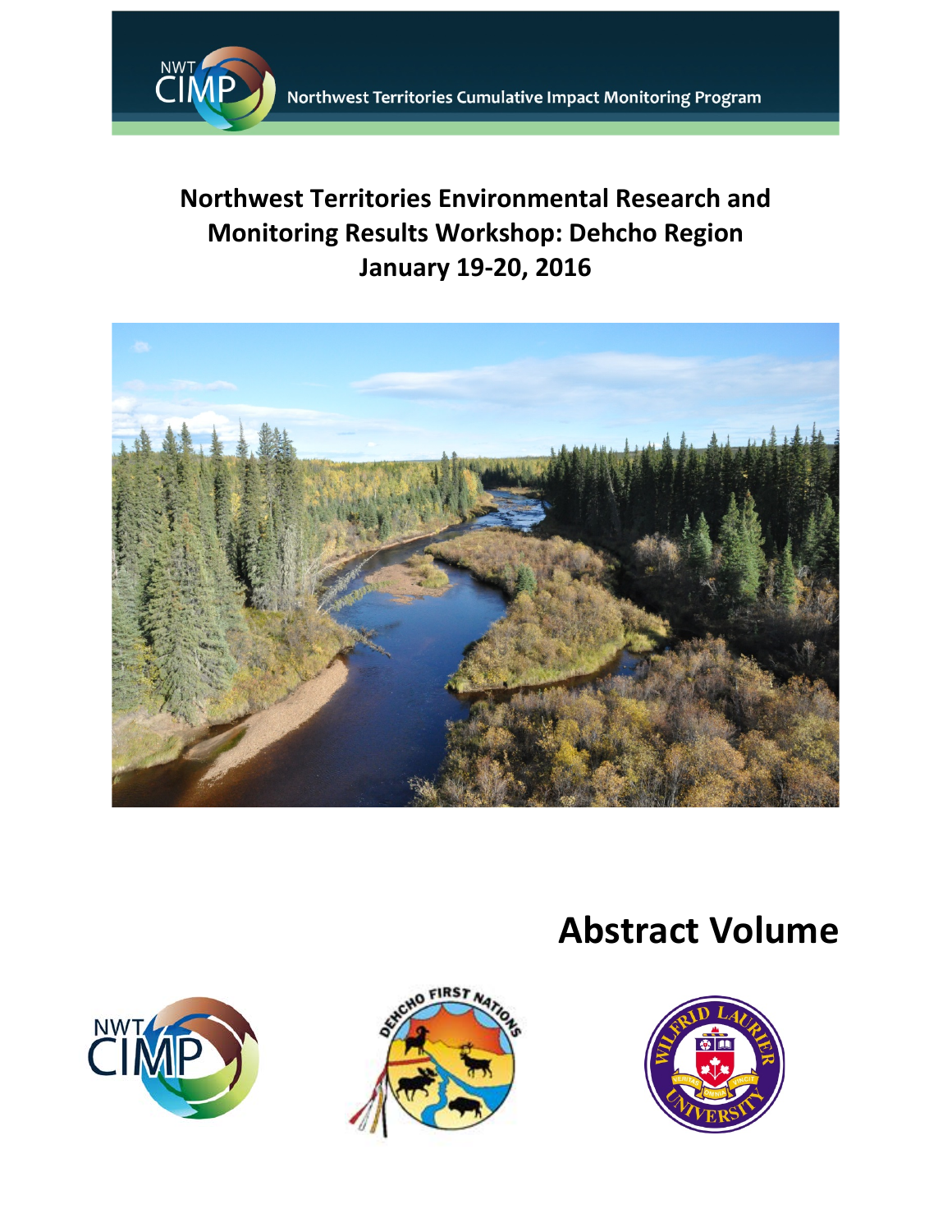NWT CIMP Northwest Territories Cumulative Impact Monitoring Program

# Northwest Territories Environmental Research and Monitoring Results Workshop: Dehcho Region
# January 19-20, 2016

# Abstract Volume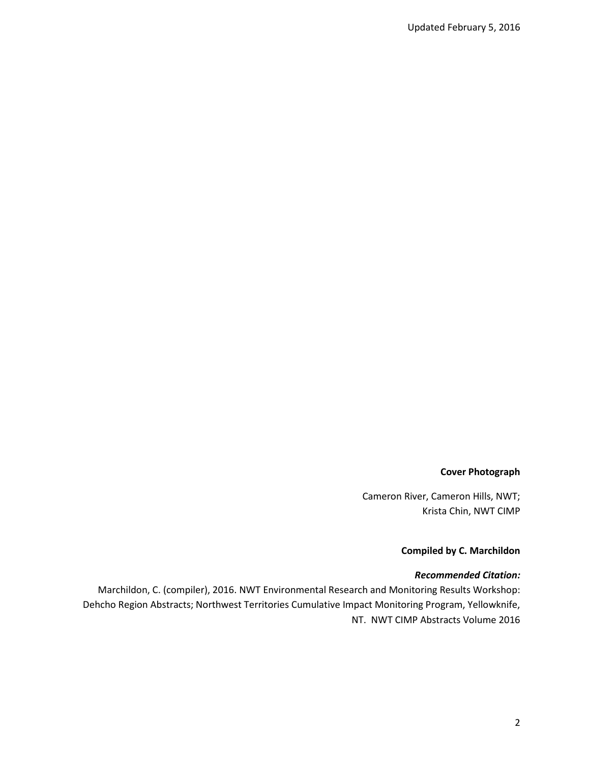**Cover Photograph**

Cameron River, Cameron Hills, NWT;
Krista Chin, NWT CIMP

**Compiled by C. Marchildon**

***Recommended Citation:***

Marchildon, C. (compiler), 2016. NWT Environmental Research and Monitoring Results Workshop: Dehcho Region Abstracts; Northwest Territories Cumulative Impact Monitoring Program, Yellowknife, NT. NWT CIMP Abstracts Volume 2016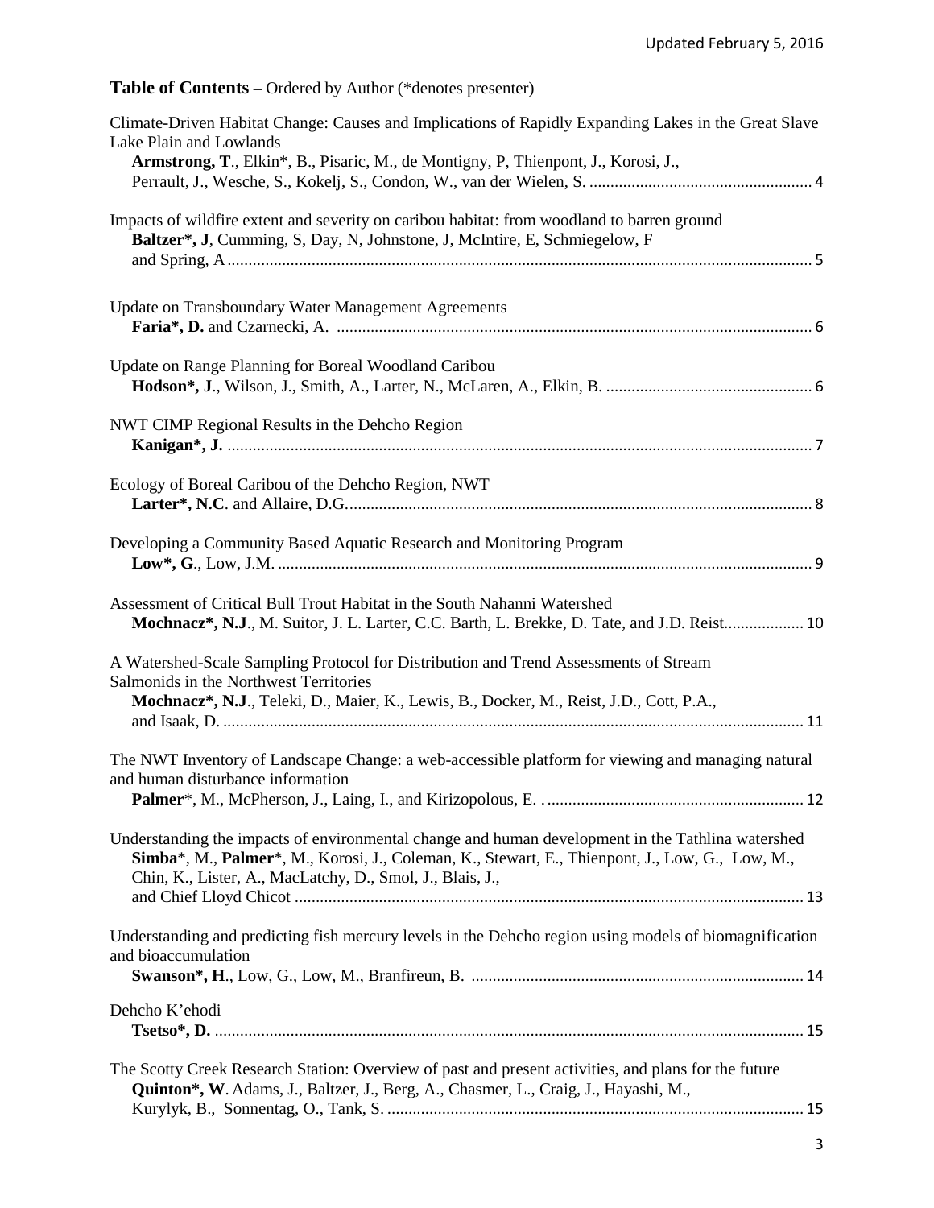**Table of Contents –** Ordered by Author (*denotes presenter)

Climate-Driven Habitat Change: Causes and Implications of Rapidly Expanding Lakes in the Great Slave Lake Plain and Lowlands
**Armstrong, T**., Elkin*, B., Pisaric, M., de Montigny, P, Thienpont, J., Korosi, J., Perrault, J., Wesche, S., Kokelj, S., Condon, W., van der Wielen, S. ..................................................... 4

Impacts of wildfire extent and severity on caribou habitat: from woodland to barren ground
**Baltzer*, J**, Cumming, S, Day, N, Johnstone, J, McIntire, E, Schmiegelow, F and Spring, A ......................................................................................................................... 5

Update on Transboundary Water Management Agreements
**Faria*, D.** and Czarnecki, A. ............................................................................................................... 6

Update on Range Planning for Boreal Woodland Caribou
**Hodson*, J**., Wilson, J., Smith, A., Larter, N., McLaren, A., Elkin, B. ................................................ 6

NWT CIMP Regional Results in the Dehcho Region
**Kanigan*, J.** .......................................................................................................................................... 7

Ecology of Boreal Caribou of the Dehcho Region, NWT
**Larter*, N.C**. and Allaire, D.G.............................................................................................................. 8

Developing a Community Based Aquatic Research and Monitoring Program
**Low*, G**., Low, J.M. .............................................................................................................................. 9

Assessment of Critical Bull Trout Habitat in the South Nahanni Watershed
**Mochnacz*, N.J**., M. Suitor, J. L. Larter, C.C. Barth, L. Brekke, D. Tate, and J.D. Reist................... 10

A Watershed-Scale Sampling Protocol for Distribution and Trend Assessments of Stream Salmonids in the Northwest Territories
**Mochnacz*, N.J**., Teleki, D., Maier, K., Lewis, B., Docker, M., Reist, J.D., Cott, P.A., and Isaak, D. ......................................................................................................................................... 11

The NWT Inventory of Landscape Change: a web-accessible platform for viewing and managing natural and human disturbance information
**Palmer***, M., McPherson, J., Laing, I., and Kirizopolous, E. . ............................................................ 12

Understanding the impacts of environmental change and human development in the Tathlina watershed
**Simba***, M., **Palmer***, M., Korosi, J., Coleman, K., Stewart, E., Thienpont, J., Low, G., Low, M., Chin, K., Lister, A., MacLatchy, D., Smol, J., Blais, J., and Chief Lloyd Chicot ........................................................................................................................ 13

Understanding and predicting fish mercury levels in the Dehcho region using models of biomagnification and bioaccumulation
**Swanson*, H**., Low, G., Low, M., Branfireun, B. .............................................................................. 14

Dehcho K'ehodi
**Tsetso*, D.** .......................................................................................................................................... 15

The Scotty Creek Research Station: Overview of past and present activities, and plans for the future
**Quinton*, W**. Adams, J., Baltzer, J., Berg, A., Chasmer, L., Craig, J., Hayashi, M., Kurylyk, B., Sonnentag, O., Tank, S. .................................................................................................. 15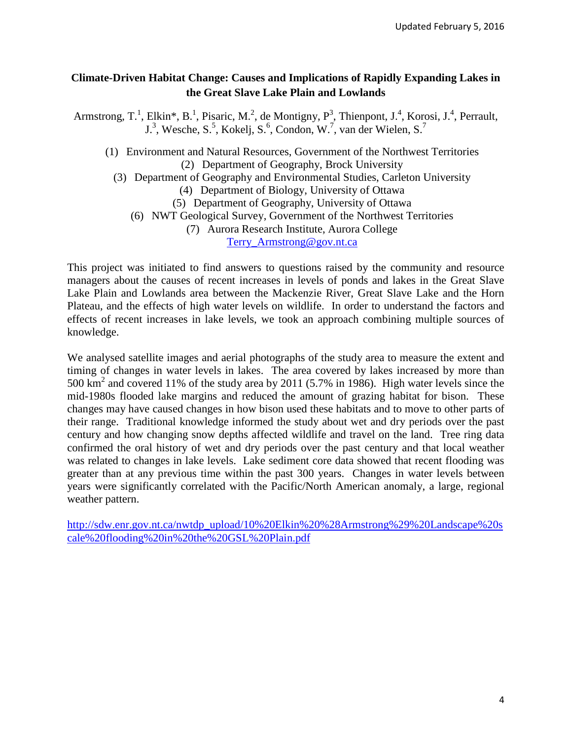**Climate-Driven Habitat Change: Causes and Implications of Rapidly Expanding Lakes in the Great Slave Lake Plain and Lowlands**

Armstrong, T.[1], Elkin*, B.[1], Pisaric, M.[2], de Montigny, P[3], Thienpont, J.[4], Korosi, J.[4], Perrault, J.[3], Wesche, S.[5], Kokelj, S.[6], Condon, W.[7], van der Wielen, S.[7]

(1) Environment and Natural Resources, Government of the Northwest Territories
(2) Department of Geography, Brock University
(3) Department of Geography and Environmental Studies, Carleton University
(4) Department of Biology, University of Ottawa
(5) Department of Geography, University of Ottawa
(6) NWT Geological Survey, Government of the Northwest Territories
(7) Aurora Research Institute, Aurora College
Terry_Armstrong@gov.nt.ca

This project was initiated to find answers to questions raised by the community and resource managers about the causes of recent increases in levels of ponds and lakes in the Great Slave Lake Plain and Lowlands area between the Mackenzie River, Great Slave Lake and the Horn Plateau, and the effects of high water levels on wildlife. In order to understand the factors and effects of recent increases in lake levels, we took an approach combining multiple sources of knowledge.

We analysed satellite images and aerial photographs of the study area to measure the extent and timing of changes in water levels in lakes. The area covered by lakes increased by more than 500 $km^2$ and covered 11% of the study area by 2011 (5.7% in 1986). High water levels since the mid-1980s flooded lake margins and reduced the amount of grazing habitat for bison. These changes may have caused changes in how bison used these habitats and to move to other parts of their range. Traditional knowledge informed the study about wet and dry periods over the past century and how changing snow depths affected wildlife and travel on the land. Tree ring data confirmed the oral history of wet and dry periods over the past century and that local weather was related to changes in lake levels. Lake sediment core data showed that recent flooding was greater than at any previous time within the past 300 years. Changes in water levels between years were significantly correlated with the Pacific/North American anomaly, a large, regional weather pattern.

http://sdw.enr.gov.nt.ca/nwtdp_upload/10%20Elkin%20%28Armstrong%29%20Landscape%20scale%20flooding%20in%20the%20GSL%20Plain.pdf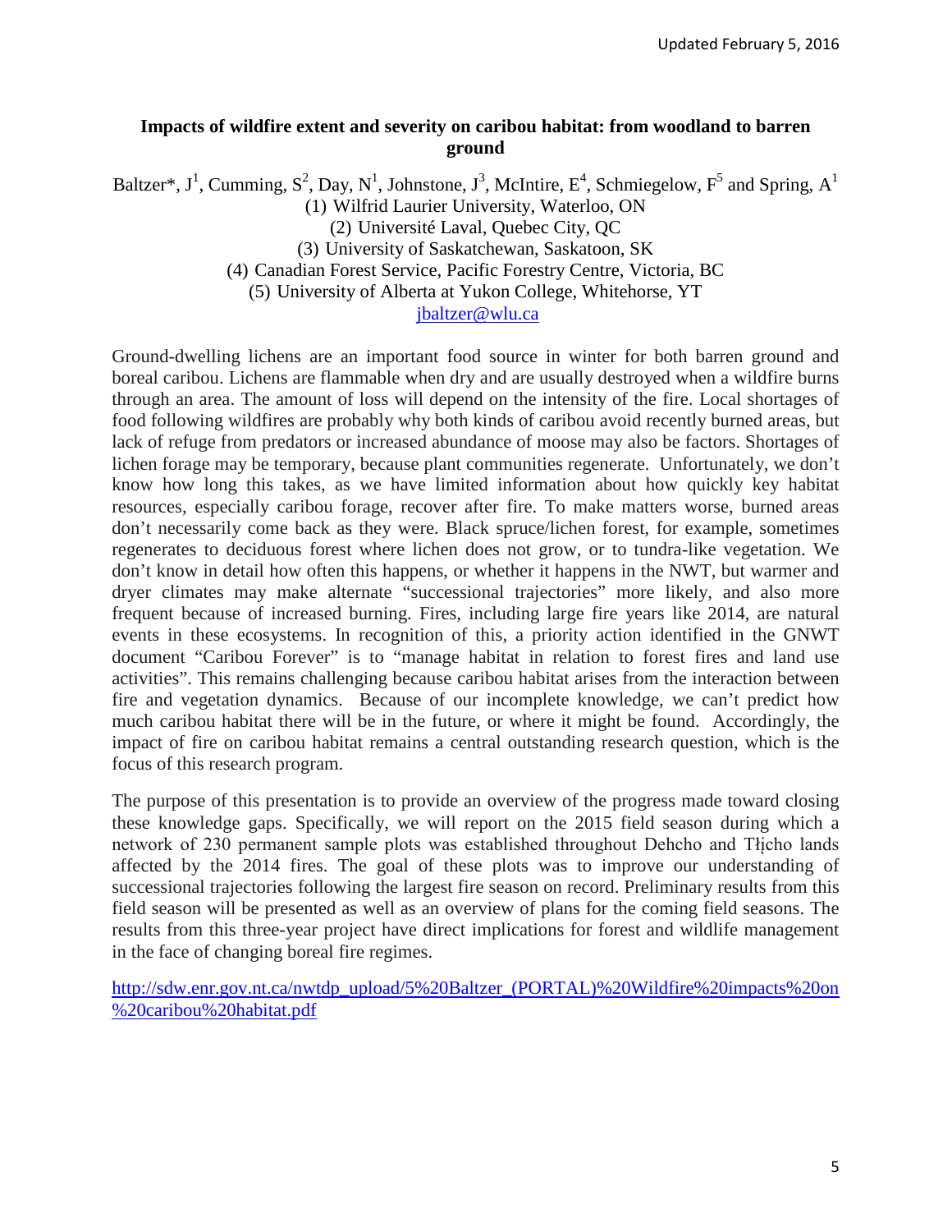**Impacts of wildfire extent and severity on caribou habitat: from woodland to barren ground**

Baltzer*, J[1], Cumming, S[2], Day, N[1], Johnstone, J[3], McIntire, E[4], Schmiegelow, F[5] and Spring, A[1]

(1) Wilfrid Laurier University, Waterloo, ON
(2) Université Laval, Quebec City, QC
(3) University of Saskatchewan, Saskatoon, SK
(4) Canadian Forest Service, Pacific Forestry Centre, Victoria, BC
(5) University of Alberta at Yukon College, Whitehorse, YT

jbaltzer@wlu.ca

Ground-dwelling lichens are an important food source in winter for both barren ground and boreal caribou. Lichens are flammable when dry and are usually destroyed when a wildfire burns through an area. The amount of loss will depend on the intensity of the fire. Local shortages of food following wildfires are probably why both kinds of caribou avoid recently burned areas, but lack of refuge from predators or increased abundance of moose may also be factors. Shortages of lichen forage may be temporary, because plant communities regenerate. Unfortunately, we don't know how long this takes, as we have limited information about how quickly key habitat resources, especially caribou forage, recover after fire. To make matters worse, burned areas don't necessarily come back as they were. Black spruce/lichen forest, for example, sometimes regenerates to deciduous forest where lichen does not grow, or to tundra-like vegetation. We don't know in detail how often this happens, or whether it happens in the NWT, but warmer and dryer climates may make alternate "successional trajectories" more likely, and also more frequent because of increased burning. Fires, including large fire years like 2014, are natural events in these ecosystems. In recognition of this, a priority action identified in the GNWT document "Caribou Forever" is to "manage habitat in relation to forest fires and land use activities". This remains challenging because caribou habitat arises from the interaction between fire and vegetation dynamics. Because of our incomplete knowledge, we can't predict how much caribou habitat there will be in the future, or where it might be found. Accordingly, the impact of fire on caribou habitat remains a central outstanding research question, which is the focus of this research program.

The purpose of this presentation is to provide an overview of the progress made toward closing these knowledge gaps. Specifically, we will report on the 2015 field season during which a network of 230 permanent sample plots was established throughout Dehcho and Tłı̨chǫ lands affected by the 2014 fires. The goal of these plots was to improve our understanding of successional trajectories following the largest fire season on record. Preliminary results from this field season will be presented as well as an overview of plans for the coming field seasons. The results from this three-year project have direct implications for forest and wildlife management in the face of changing boreal fire regimes.

http://sdw.enr.gov.nt.ca/nwtdp_upload/5%20Baltzer_(PORTAL)%20Wildfire%20impacts%20on%20caribou%20habitat.pdf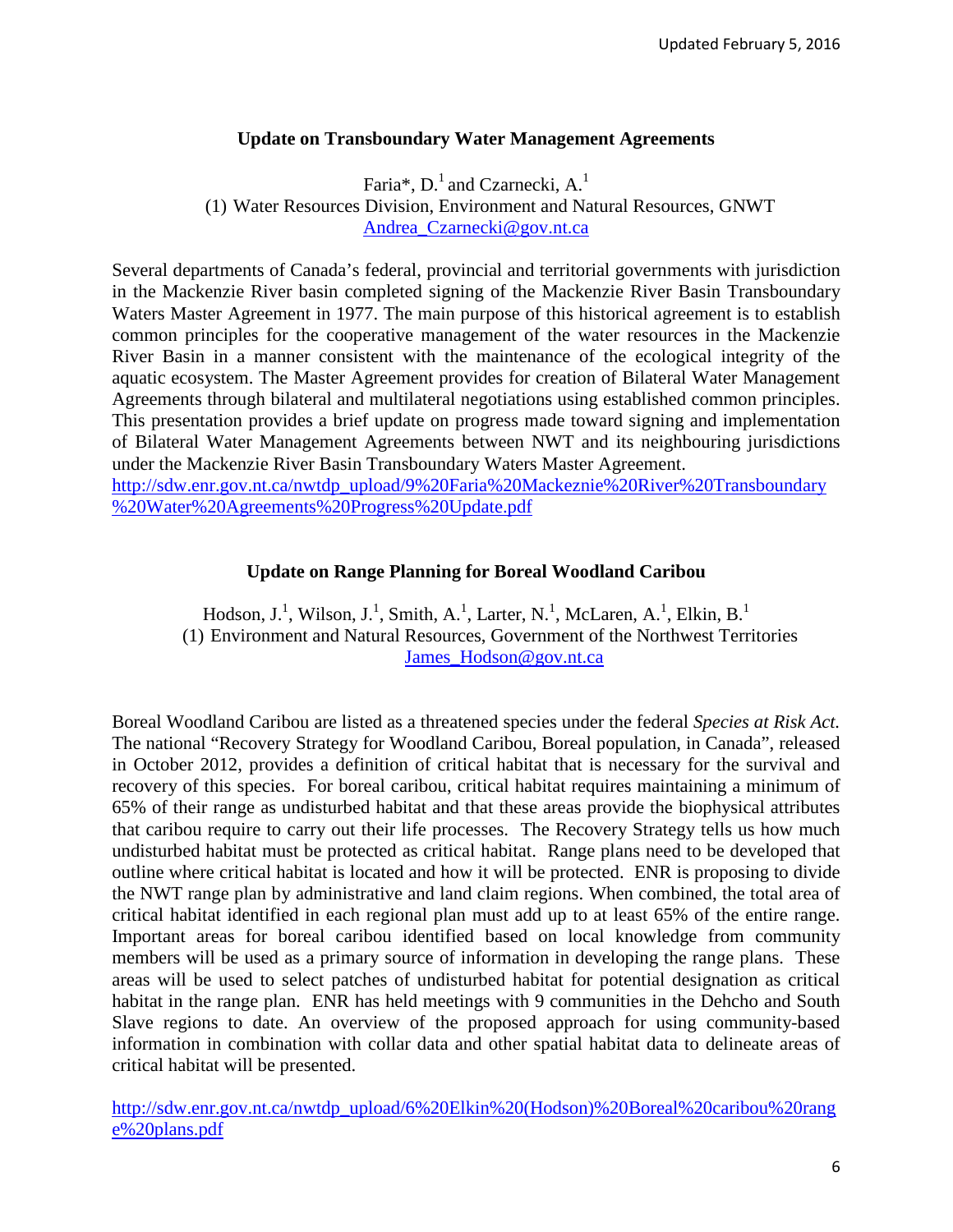### Update on Transboundary Water Management Agreements

Faria*, D.[1] and Czarnecki, A.[1]
(1) Water Resources Division, Environment and Natural Resources, GNWT
Andrea_Czarnecki@gov.nt.ca

Several departments of Canada's federal, provincial and territorial governments with jurisdiction in the Mackenzie River basin completed signing of the Mackenzie River Basin Transboundary Waters Master Agreement in 1977. The main purpose of this historical agreement is to establish common principles for the cooperative management of the water resources in the Mackenzie River Basin in a manner consistent with the maintenance of the ecological integrity of the aquatic ecosystem. The Master Agreement provides for creation of Bilateral Water Management Agreements through bilateral and multilateral negotiations using established common principles. This presentation provides a brief update on progress made toward signing and implementation of Bilateral Water Management Agreements between NWT and its neighbouring jurisdictions under the Mackenzie River Basin Transboundary Waters Master Agreement.
http://sdw.enr.gov.nt.ca/nwtdp_upload/9%20Faria%20Mackeznie%20River%20Transboundary%20Water%20Agreements%20Progress%20Update.pdf

### Update on Range Planning for Boreal Woodland Caribou

Hodson, J.[1], Wilson, J.[1], Smith, A.[1], Larter, N.[1], McLaren, A.[1], Elkin, B.[1]
(1) Environment and Natural Resources, Government of the Northwest Territories
James_Hodson@gov.nt.ca

Boreal Woodland Caribou are listed as a threatened species under the federal *Species at Risk Act.* The national "Recovery Strategy for Woodland Caribou, Boreal population, in Canada", released in October 2012, provides a definition of critical habitat that is necessary for the survival and recovery of this species. For boreal caribou, critical habitat requires maintaining a minimum of 65% of their range as undisturbed habitat and that these areas provide the biophysical attributes that caribou require to carry out their life processes. The Recovery Strategy tells us how much undisturbed habitat must be protected as critical habitat. Range plans need to be developed that outline where critical habitat is located and how it will be protected. ENR is proposing to divide the NWT range plan by administrative and land claim regions. When combined, the total area of critical habitat identified in each regional plan must add up to at least 65% of the entire range. Important areas for boreal caribou identified based on local knowledge from community members will be used as a primary source of information in developing the range plans. These areas will be used to select patches of undisturbed habitat for potential designation as critical habitat in the range plan. ENR has held meetings with 9 communities in the Dehcho and South Slave regions to date. An overview of the proposed approach for using community-based information in combination with collar data and other spatial habitat data to delineate areas of critical habitat will be presented.

http://sdw.enr.gov.nt.ca/nwtdp_upload/6%20Elkin%20(Hodson)%20Boreal%20caribou%20range%20plans.pdf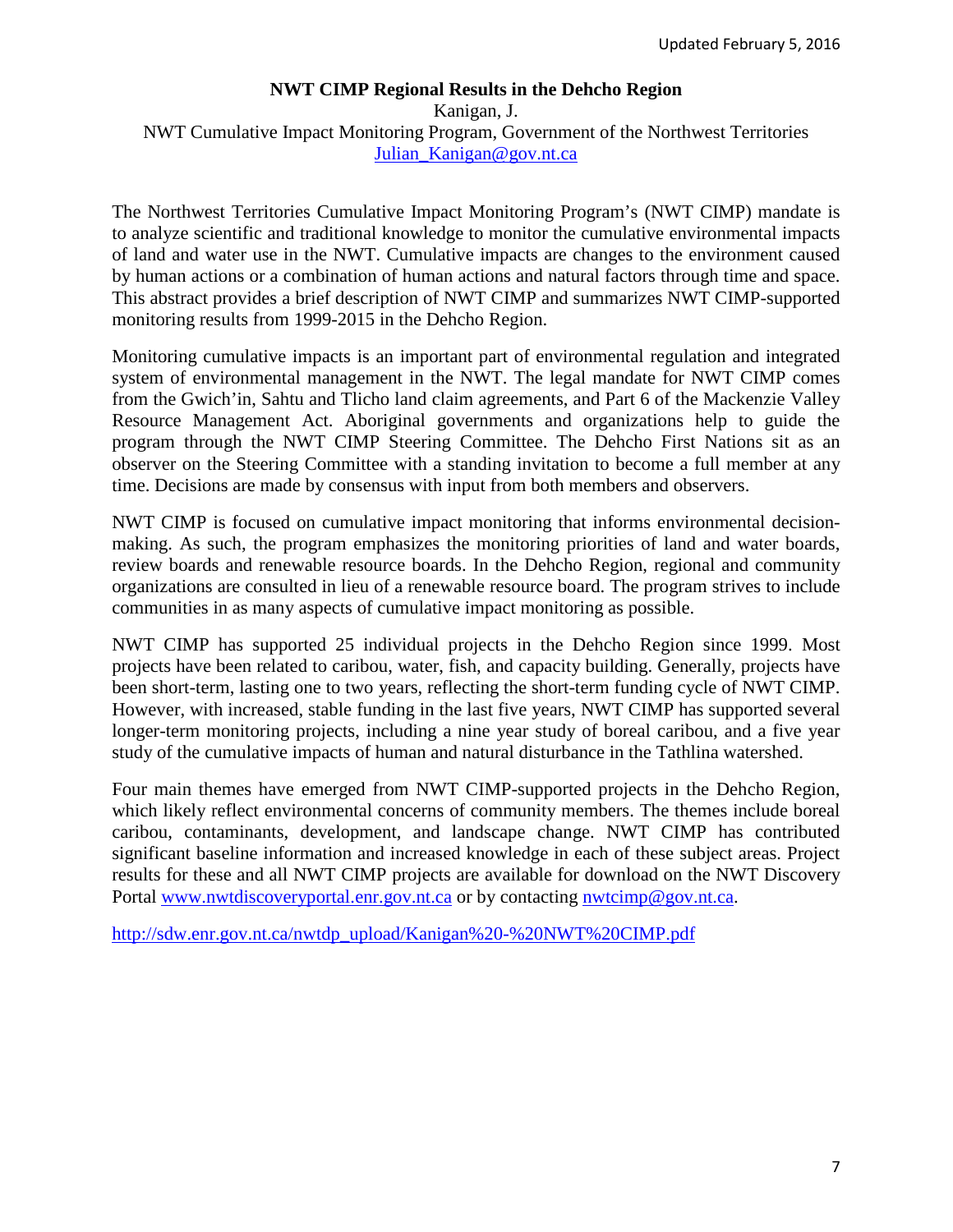## NWT CIMP Regional Results in the Dehcho Region

Kanigan, J.

NWT Cumulative Impact Monitoring Program, Government of the Northwest Territories

Julian_Kanigan@gov.nt.ca

The Northwest Territories Cumulative Impact Monitoring Program's (NWT CIMP) mandate is to analyze scientific and traditional knowledge to monitor the cumulative environmental impacts of land and water use in the NWT. Cumulative impacts are changes to the environment caused by human actions or a combination of human actions and natural factors through time and space. This abstract provides a brief description of NWT CIMP and summarizes NWT CIMP-supported monitoring results from 1999-2015 in the Dehcho Region.

Monitoring cumulative impacts is an important part of environmental regulation and integrated system of environmental management in the NWT. The legal mandate for NWT CIMP comes from the Gwich'in, Sahtu and Tlicho land claim agreements, and Part 6 of the Mackenzie Valley Resource Management Act. Aboriginal governments and organizations help to guide the program through the NWT CIMP Steering Committee. The Dehcho First Nations sit as an observer on the Steering Committee with a standing invitation to become a full member at any time. Decisions are made by consensus with input from both members and observers.

NWT CIMP is focused on cumulative impact monitoring that informs environmental decision-making. As such, the program emphasizes the monitoring priorities of land and water boards, review boards and renewable resource boards. In the Dehcho Region, regional and community organizations are consulted in lieu of a renewable resource board. The program strives to include communities in as many aspects of cumulative impact monitoring as possible.

NWT CIMP has supported 25 individual projects in the Dehcho Region since 1999. Most projects have been related to caribou, water, fish, and capacity building. Generally, projects have been short-term, lasting one to two years, reflecting the short-term funding cycle of NWT CIMP. However, with increased, stable funding in the last five years, NWT CIMP has supported several longer-term monitoring projects, including a nine year study of boreal caribou, and a five year study of the cumulative impacts of human and natural disturbance in the Tathlina watershed.

Four main themes have emerged from NWT CIMP-supported projects in the Dehcho Region, which likely reflect environmental concerns of community members. The themes include boreal caribou, contaminants, development, and landscape change. NWT CIMP has contributed significant baseline information and increased knowledge in each of these subject areas. Project results for these and all NWT CIMP projects are available for download on the NWT Discovery Portal www.nwtdiscoveryportal.enr.gov.nt.ca or by contacting nwtcimp@gov.nt.ca.

http://sdw.enr.gov.nt.ca/nwtdp_upload/Kanigan%20-%20NWT%20CIMP.pdf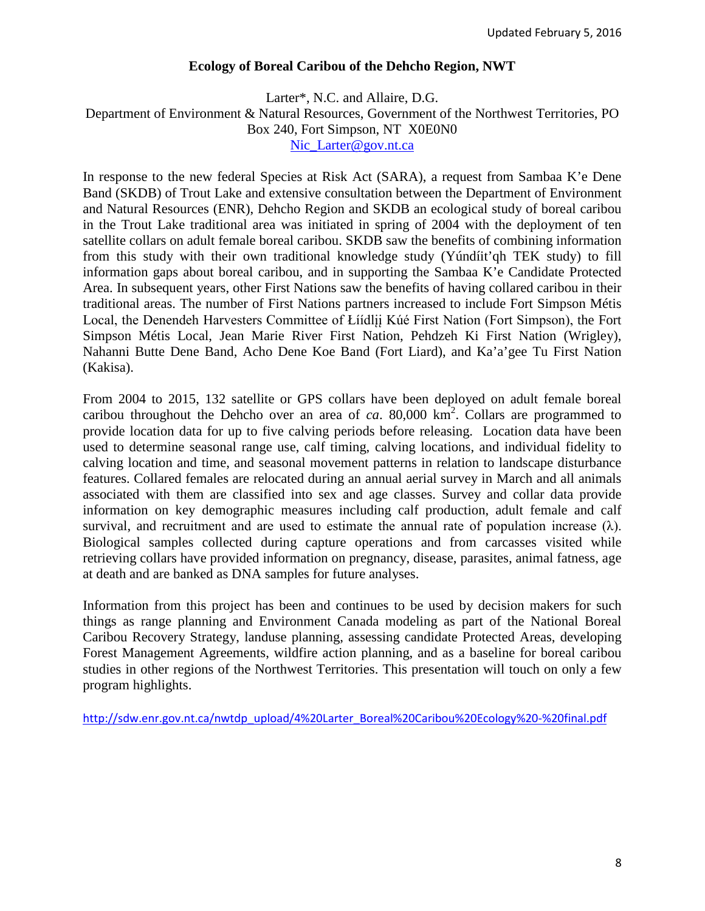Updated February 5, 2016

## Ecology of Boreal Caribou of the Dehcho Region, NWT

Larter*, N.C. and Allaire, D.G.
Department of Environment & Natural Resources, Government of the Northwest Territories, PO Box 240, Fort Simpson, NT X0E0N0
Nic_Larter@gov.nt.ca

In response to the new federal Species at Risk Act (SARA), a request from Sambaa K'e Dene Band (SKDB) of Trout Lake and extensive consultation between the Department of Environment and Natural Resources (ENR), Dehcho Region and SKDB an ecological study of boreal caribou in the Trout Lake traditional area was initiated in spring of 2004 with the deployment of ten satellite collars on adult female boreal caribou. SKDB saw the benefits of combining information from this study with their own traditional knowledge study (Yúndíit'qh TEK study) to fill information gaps about boreal caribou, and in supporting the Sambaa K'e Candidate Protected Area. In subsequent years, other First Nations saw the benefits of having collared caribou in their traditional areas. The number of First Nations partners increased to include Fort Simpson Métis Local, the Denendeh Harvesters Committee of Łíídlįį Kúé First Nation (Fort Simpson), the Fort Simpson Métis Local, Jean Marie River First Nation, Pehdzeh Ki First Nation (Wrigley), Nahanni Butte Dene Band, Acho Dene Koe Band (Fort Liard), and Ka'a'gee Tu First Nation (Kakisa).

From 2004 to 2015, 132 satellite or GPS collars have been deployed on adult female boreal caribou throughout the Dehcho over an area of *ca*. 80,000 km$^2$. Collars are programmed to provide location data for up to five calving periods before releasing. Location data have been used to determine seasonal range use, calf timing, calving locations, and individual fidelity to calving location and time, and seasonal movement patterns in relation to landscape disturbance features. Collared females are relocated during an annual aerial survey in March and all animals associated with them are classified into sex and age classes. Survey and collar data provide information on key demographic measures including calf production, adult female and calf survival, and recruitment and are used to estimate the annual rate of population increase ($\lambda$). Biological samples collected during capture operations and from carcasses visited while retrieving collars have provided information on pregnancy, disease, parasites, animal fatness, age at death and are banked as DNA samples for future analyses.

Information from this project has been and continues to be used by decision makers for such things as range planning and Environment Canada modeling as part of the National Boreal Caribou Recovery Strategy, landuse planning, assessing candidate Protected Areas, developing Forest Management Agreements, wildfire action planning, and as a baseline for boreal caribou studies in other regions of the Northwest Territories. This presentation will touch on only a few program highlights.

http://sdw.enr.gov.nt.ca/nwtdp_upload/4%20Larter_Boreal%20Caribou%20Ecology%20-%20final.pdf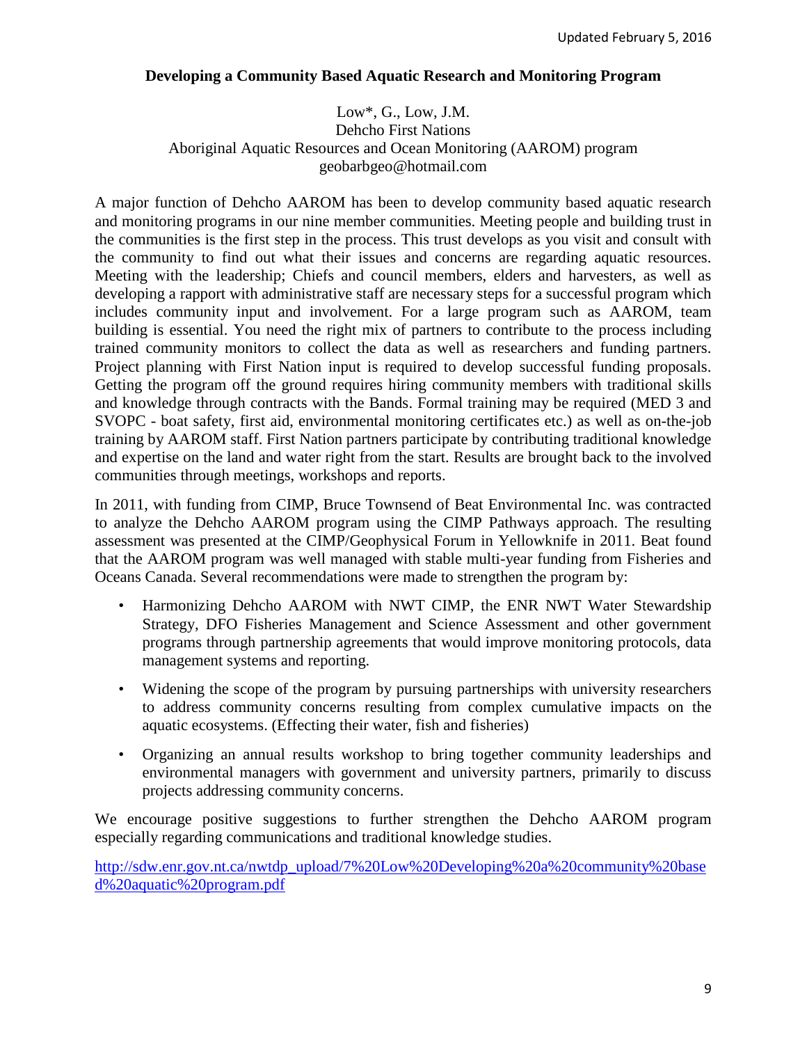## Developing a Community Based Aquatic Research and Monitoring Program

Low*, G., Low, J.M.
Dehcho First Nations
Aboriginal Aquatic Resources and Ocean Monitoring (AAROM) program
geobarbgeo@hotmail.com

A major function of Dehcho AAROM has been to develop community based aquatic research and monitoring programs in our nine member communities. Meeting people and building trust in the communities is the first step in the process. This trust develops as you visit and consult with the community to find out what their issues and concerns are regarding aquatic resources. Meeting with the leadership; Chiefs and council members, elders and harvesters, as well as developing a rapport with administrative staff are necessary steps for a successful program which includes community input and involvement. For a large program such as AAROM, team building is essential. You need the right mix of partners to contribute to the process including trained community monitors to collect the data as well as researchers and funding partners. Project planning with First Nation input is required to develop successful funding proposals. Getting the program off the ground requires hiring community members with traditional skills and knowledge through contracts with the Bands. Formal training may be required (MED 3 and SVOPC - boat safety, first aid, environmental monitoring certificates etc.) as well as on-the-job training by AAROM staff. First Nation partners participate by contributing traditional knowledge and expertise on the land and water right from the start. Results are brought back to the involved communities through meetings, workshops and reports.

In 2011, with funding from CIMP, Bruce Townsend of Beat Environmental Inc. was contracted to analyze the Dehcho AAROM program using the CIMP Pathways approach. The resulting assessment was presented at the CIMP/Geophysical Forum in Yellowknife in 2011. Beat found that the AAROM program was well managed with stable multi-year funding from Fisheries and Oceans Canada. Several recommendations were made to strengthen the program by:

- Harmonizing Dehcho AAROM with NWT CIMP, the ENR NWT Water Stewardship Strategy, DFO Fisheries Management and Science Assessment and other government programs through partnership agreements that would improve monitoring protocols, data management systems and reporting.
- Widening the scope of the program by pursuing partnerships with university researchers to address community concerns resulting from complex cumulative impacts on the aquatic ecosystems. (Effecting their water, fish and fisheries)
- Organizing an annual results workshop to bring together community leaderships and environmental managers with government and university partners, primarily to discuss projects addressing community concerns.

We encourage positive suggestions to further strengthen the Dehcho AAROM program especially regarding communications and traditional knowledge studies.

http://sdw.enr.gov.nt.ca/nwtdp_upload/7%20Low%20Developing%20a%20community%20based%20aquatic%20program.pdf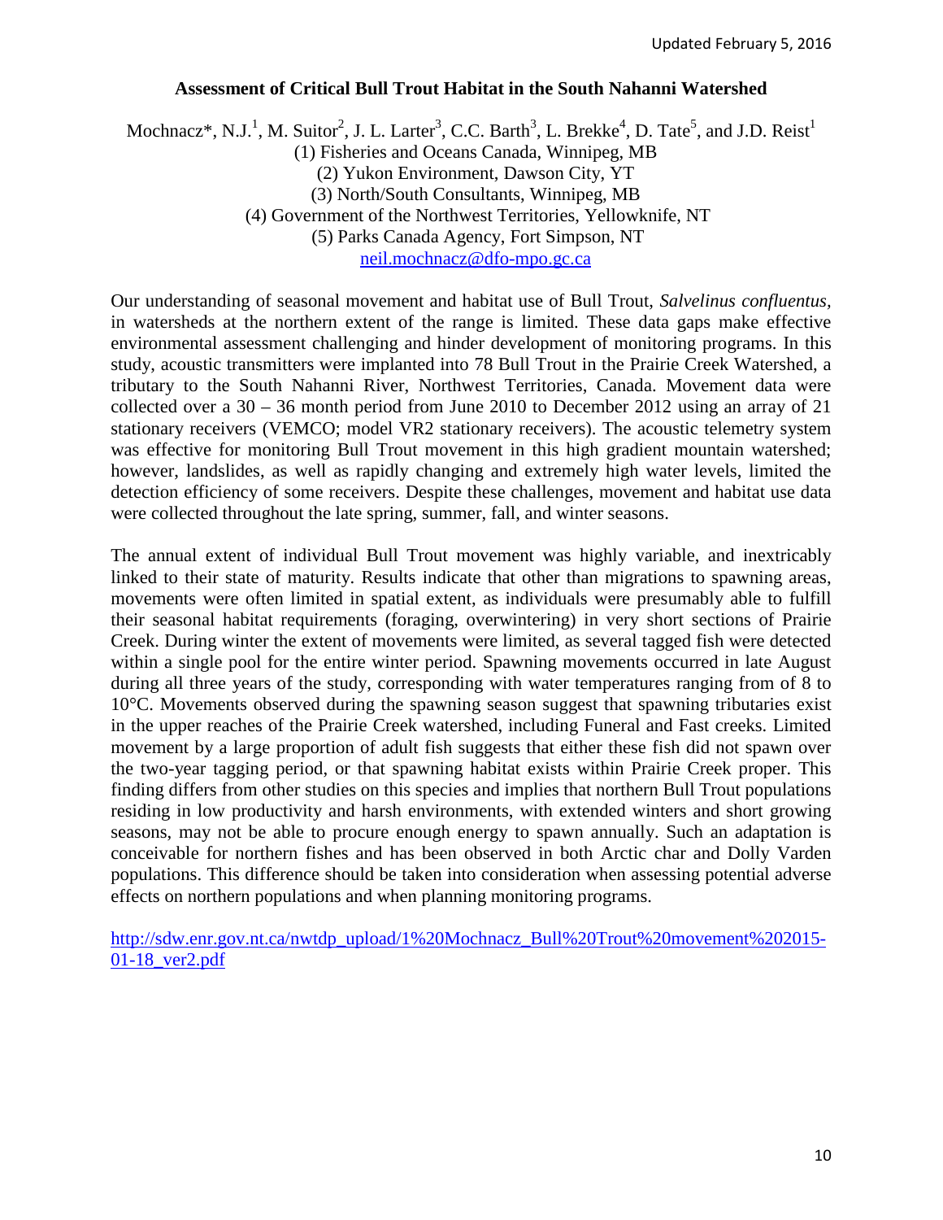## Assessment of Critical Bull Trout Habitat in the South Nahanni Watershed

Mochnacz*, N.J.[1], M. Suitor[2], J. L. Larter[3], C.C. Barth[3], L. Brekke[4], D. Tate[5], and J.D. Reist[1]

(1) Fisheries and Oceans Canada, Winnipeg, MB
(2) Yukon Environment, Dawson City, YT
(3) North/South Consultants, Winnipeg, MB
(4) Government of the Northwest Territories, Yellowknife, NT
(5) Parks Canada Agency, Fort Simpson, NT
neil.mochnacz@dfo-mpo.gc.ca

Our understanding of seasonal movement and habitat use of Bull Trout, *Salvelinus confluentus*, in watersheds at the northern extent of the range is limited. These data gaps make effective environmental assessment challenging and hinder development of monitoring programs. In this study, acoustic transmitters were implanted into 78 Bull Trout in the Prairie Creek Watershed, a tributary to the South Nahanni River, Northwest Territories, Canada. Movement data were collected over a 30 – 36 month period from June 2010 to December 2012 using an array of 21 stationary receivers (VEMCO; model VR2 stationary receivers). The acoustic telemetry system was effective for monitoring Bull Trout movement in this high gradient mountain watershed; however, landslides, as well as rapidly changing and extremely high water levels, limited the detection efficiency of some receivers. Despite these challenges, movement and habitat use data were collected throughout the late spring, summer, fall, and winter seasons.

The annual extent of individual Bull Trout movement was highly variable, and inextricably linked to their state of maturity. Results indicate that other than migrations to spawning areas, movements were often limited in spatial extent, as individuals were presumably able to fulfill their seasonal habitat requirements (foraging, overwintering) in very short sections of Prairie Creek. During winter the extent of movements were limited, as several tagged fish were detected within a single pool for the entire winter period. Spawning movements occurred in late August during all three years of the study, corresponding with water temperatures ranging from of 8 to 10°C. Movements observed during the spawning season suggest that spawning tributaries exist in the upper reaches of the Prairie Creek watershed, including Funeral and Fast creeks. Limited movement by a large proportion of adult fish suggests that either these fish did not spawn over the two-year tagging period, or that spawning habitat exists within Prairie Creek proper. This finding differs from other studies on this species and implies that northern Bull Trout populations residing in low productivity and harsh environments, with extended winters and short growing seasons, may not be able to procure enough energy to spawn annually. Such an adaptation is conceivable for northern fishes and has been observed in both Arctic char and Dolly Varden populations. This difference should be taken into consideration when assessing potential adverse effects on northern populations and when planning monitoring programs.

http://sdw.enr.gov.nt.ca/nwtdp_upload/1%20Mochnacz_Bull%20Trout%20movement%202015-01-18_ver2.pdf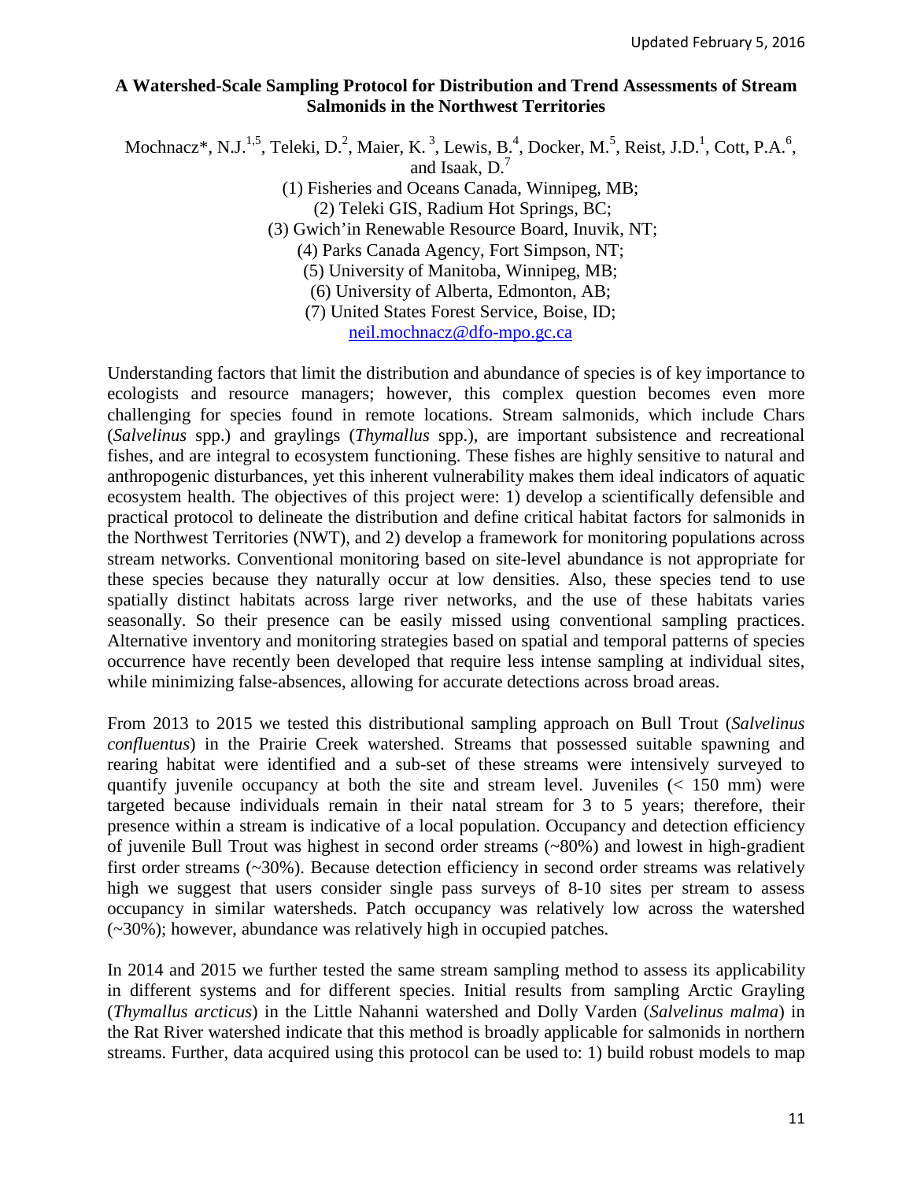Updated February 5, 2016

**A Watershed-Scale Sampling Protocol for Distribution and Trend Assessments of Stream Salmonids in the Northwest Territories**

Mochnacz*, N.J.[1,5], Teleki, D.[2], Maier, K.[3], Lewis, B.[4], Docker, M.[5], Reist, J.D.[1], Cott, P.A.[6], and Isaak, D.[7]

(1) Fisheries and Oceans Canada, Winnipeg, MB;
(2) Teleki GIS, Radium Hot Springs, BC;
(3) Gwich'in Renewable Resource Board, Inuvik, NT;
(4) Parks Canada Agency, Fort Simpson, NT;
(5) University of Manitoba, Winnipeg, MB;
(6) University of Alberta, Edmonton, AB;
(7) United States Forest Service, Boise, ID;
neil.mochnacz@dfo-mpo.gc.ca

Understanding factors that limit the distribution and abundance of species is of key importance to ecologists and resource managers; however, this complex question becomes even more challenging for species found in remote locations. Stream salmonids, which include Chars (*Salvelinus* spp.) and graylings (*Thymallus* spp.), are important subsistence and recreational fishes, and are integral to ecosystem functioning. These fishes are highly sensitive to natural and anthropogenic disturbances, yet this inherent vulnerability makes them ideal indicators of aquatic ecosystem health. The objectives of this project were: 1) develop a scientifically defensible and practical protocol to delineate the distribution and define critical habitat factors for salmonids in the Northwest Territories (NWT), and 2) develop a framework for monitoring populations across stream networks. Conventional monitoring based on site-level abundance is not appropriate for these species because they naturally occur at low densities. Also, these species tend to use spatially distinct habitats across large river networks, and the use of these habitats varies seasonally. So their presence can be easily missed using conventional sampling practices. Alternative inventory and monitoring strategies based on spatial and temporal patterns of species occurrence have recently been developed that require less intense sampling at individual sites, while minimizing false-absences, allowing for accurate detections across broad areas.

From 2013 to 2015 we tested this distributional sampling approach on Bull Trout (*Salvelinus confluentus*) in the Prairie Creek watershed. Streams that possessed suitable spawning and rearing habitat were identified and a sub-set of these streams were intensively surveyed to quantify juvenile occupancy at both the site and stream level. Juveniles (< 150 mm) were targeted because individuals remain in their natal stream for 3 to 5 years; therefore, their presence within a stream is indicative of a local population. Occupancy and detection efficiency of juvenile Bull Trout was highest in second order streams (~80%) and lowest in high-gradient first order streams (~30%). Because detection efficiency in second order streams was relatively high we suggest that users consider single pass surveys of 8-10 sites per stream to assess occupancy in similar watersheds. Patch occupancy was relatively low across the watershed (~30%); however, abundance was relatively high in occupied patches.

In 2014 and 2015 we further tested the same stream sampling method to assess its applicability in different systems and for different species. Initial results from sampling Arctic Grayling (*Thymallus arcticus*) in the Little Nahanni watershed and Dolly Varden (*Salvelinus malma*) in the Rat River watershed indicate that this method is broadly applicable for salmonids in northern streams. Further, data acquired using this protocol can be used to: 1) build robust models to map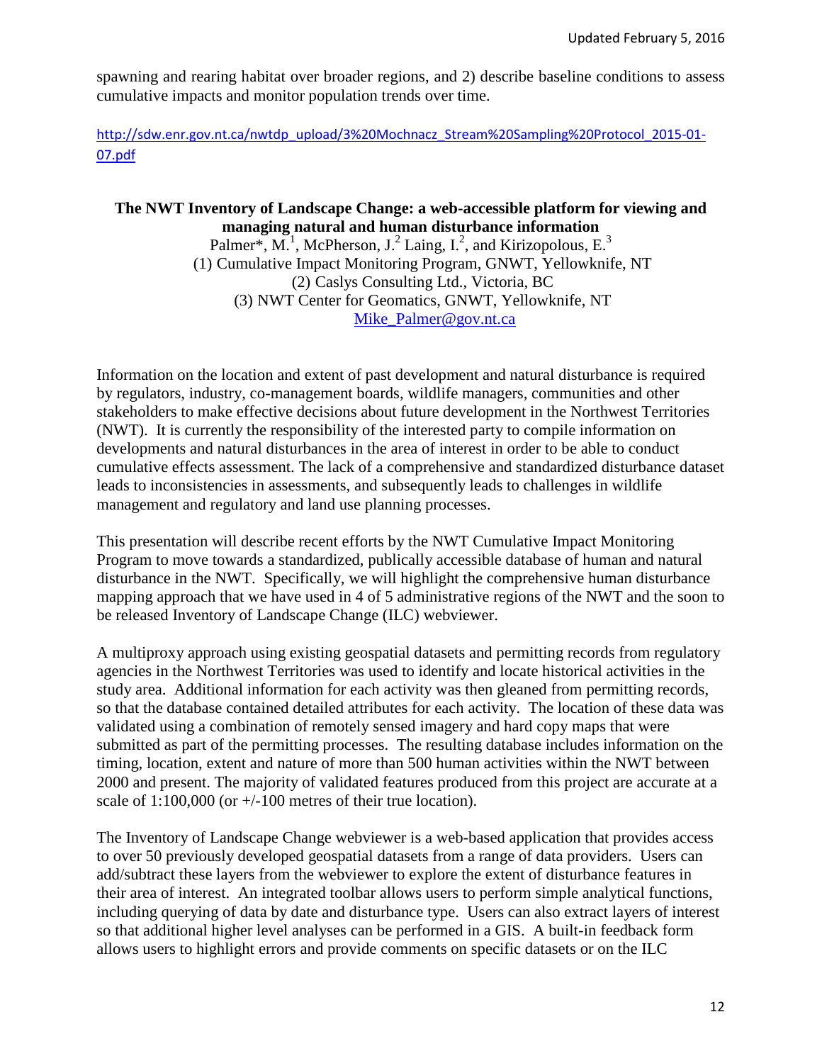spawning and rearing habitat over broader regions, and 2) describe baseline conditions to assess cumulative impacts and monitor population trends over time.

http://sdw.enr.gov.nt.ca/nwtdp_upload/3%20Mochnacz_Stream%20Sampling%20Protocol_2015-01-07.pdf

### The NWT Inventory of Landscape Change: a web-accessible platform for viewing and managing natural and human disturbance information

Palmer*, M.[1], McPherson, J.[2] Laing, I.[2], and Kirizopolous, E.[3]
(1) Cumulative Impact Monitoring Program, GNWT, Yellowknife, NT
(2) Caslys Consulting Ltd., Victoria, BC
(3) NWT Center for Geomatics, GNWT, Yellowknife, NT
Mike_Palmer@gov.nt.ca

Information on the location and extent of past development and natural disturbance is required by regulators, industry, co-management boards, wildlife managers, communities and other stakeholders to make effective decisions about future development in the Northwest Territories (NWT). It is currently the responsibility of the interested party to compile information on developments and natural disturbances in the area of interest in order to be able to conduct cumulative effects assessment. The lack of a comprehensive and standardized disturbance dataset leads to inconsistencies in assessments, and subsequently leads to challenges in wildlife management and regulatory and land use planning processes.

This presentation will describe recent efforts by the NWT Cumulative Impact Monitoring Program to move towards a standardized, publically accessible database of human and natural disturbance in the NWT. Specifically, we will highlight the comprehensive human disturbance mapping approach that we have used in 4 of 5 administrative regions of the NWT and the soon to be released Inventory of Landscape Change (ILC) webviewer.

A multiproxy approach using existing geospatial datasets and permitting records from regulatory agencies in the Northwest Territories was used to identify and locate historical activities in the study area. Additional information for each activity was then gleaned from permitting records, so that the database contained detailed attributes for each activity. The location of these data was validated using a combination of remotely sensed imagery and hard copy maps that were submitted as part of the permitting processes. The resulting database includes information on the timing, location, extent and nature of more than 500 human activities within the NWT between 2000 and present. The majority of validated features produced from this project are accurate at a scale of 1:100,000 (or +/-100 metres of their true location).

The Inventory of Landscape Change webviewer is a web-based application that provides access to over 50 previously developed geospatial datasets from a range of data providers. Users can add/subtract these layers from the webviewer to explore the extent of disturbance features in their area of interest. An integrated toolbar allows users to perform simple analytical functions, including querying of data by date and disturbance type. Users can also extract layers of interest so that additional higher level analyses can be performed in a GIS. A built-in feedback form allows users to highlight errors and provide comments on specific datasets or on the ILC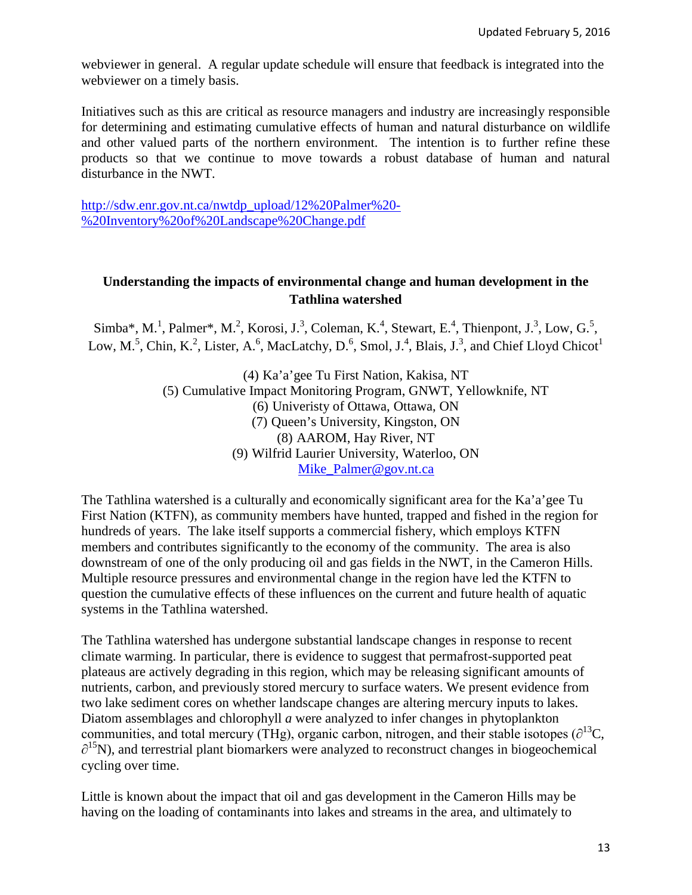webviewer in general. A regular update schedule will ensure that feedback is integrated into the webviewer on a timely basis.

Initiatives such as this are critical as resource managers and industry are increasingly responsible for determining and estimating cumulative effects of human and natural disturbance on wildlife and other valued parts of the northern environment. The intention is to further refine these products so that we continue to move towards a robust database of human and natural disturbance in the NWT.

http://sdw.enr.gov.nt.ca/nwtdp_upload/12%20Palmer%20-%20Inventory%20of%20Landscape%20Change.pdf

## Understanding the impacts of environmental change and human development in the Tathlina watershed

Simba*, M.[1], Palmer*, M.[2], Korosi, J.[3], Coleman, K.[4], Stewart, E.[4], Thienpont, J.[3], Low, G.[5], Low, M.[5], Chin, K.[2], Lister, A.[6], MacLatchy, D.[6], Smol, J.[4], Blais, J.[3], and Chief Lloyd Chicot[1]

(4) Ka'a'gee Tu First Nation, Kakisa, NT
(5) Cumulative Impact Monitoring Program, GNWT, Yellowknife, NT
(6) Univeristy of Ottawa, Ottawa, ON
(7) Queen's University, Kingston, ON
(8) AAROM, Hay River, NT
(9) Wilfrid Laurier University, Waterloo, ON
Mike_Palmer@gov.nt.ca

The Tathlina watershed is a culturally and economically significant area for the Ka'a'gee Tu First Nation (KTFN), as community members have hunted, trapped and fished in the region for hundreds of years. The lake itself supports a commercial fishery, which employs KTFN members and contributes significantly to the economy of the community. The area is also downstream of one of the only producing oil and gas fields in the NWT, in the Cameron Hills. Multiple resource pressures and environmental change in the region have led the KTFN to question the cumulative effects of these influences on the current and future health of aquatic systems in the Tathlina watershed.

The Tathlina watershed has undergone substantial landscape changes in response to recent climate warming. In particular, there is evidence to suggest that permafrost-supported peat plateaus are actively degrading in this region, which may be releasing significant amounts of nutrients, carbon, and previously stored mercury to surface waters. We present evidence from two lake sediment cores on whether landscape changes are altering mercury inputs to lakes. Diatom assemblages and chlorophyll *a* were analyzed to infer changes in phytoplankton communities, and total mercury (THg), organic carbon, nitrogen, and their stable isotopes ($\partial^{13}C$, $\partial^{15}N$), and terrestrial plant biomarkers were analyzed to reconstruct changes in biogeochemical cycling over time.

Little is known about the impact that oil and gas development in the Cameron Hills may be having on the loading of contaminants into lakes and streams in the area, and ultimately to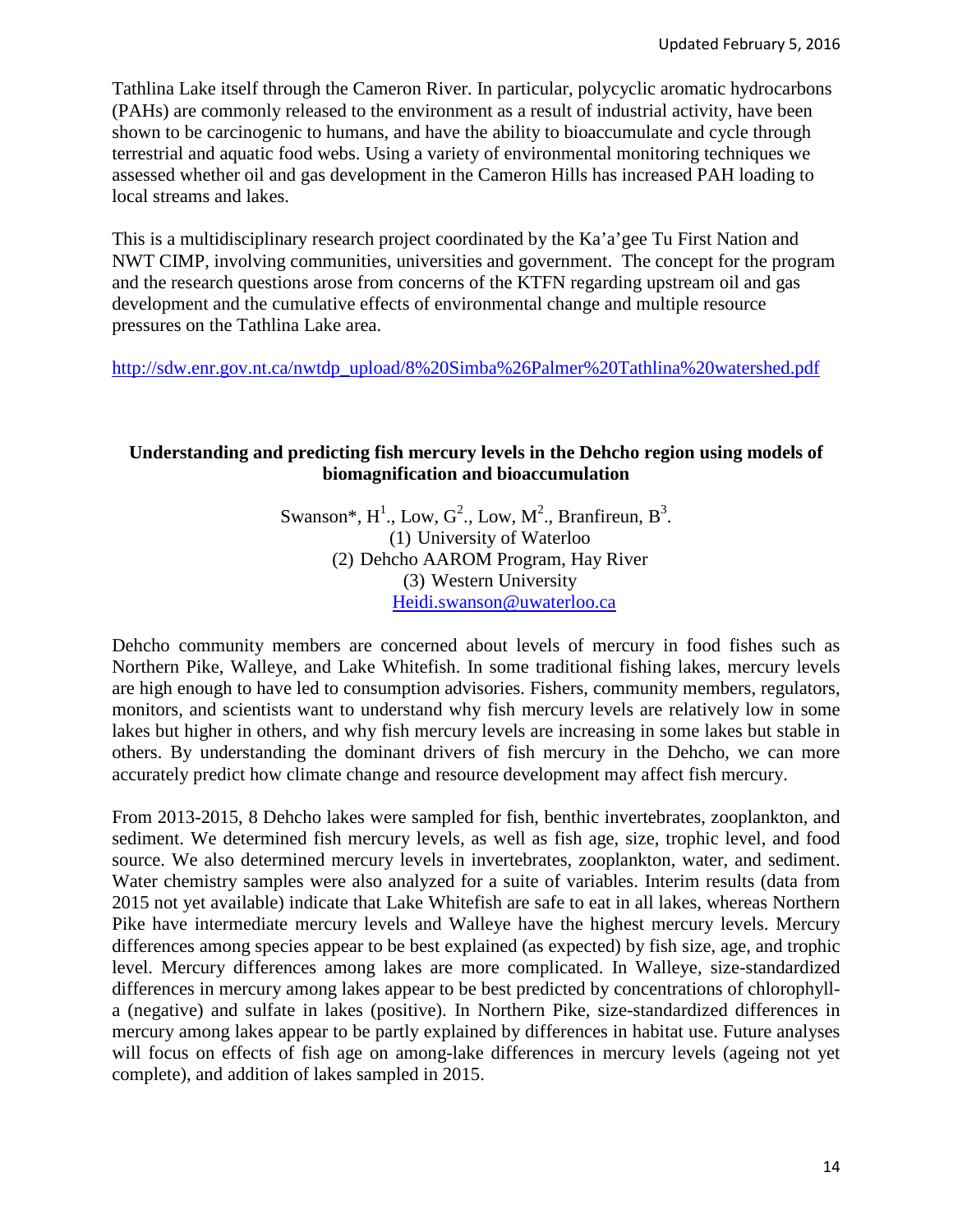Tathlina Lake itself through the Cameron River. In particular, polycyclic aromatic hydrocarbons (PAHs) are commonly released to the environment as a result of industrial activity, have been shown to be carcinogenic to humans, and have the ability to bioaccumulate and cycle through terrestrial and aquatic food webs. Using a variety of environmental monitoring techniques we assessed whether oil and gas development in the Cameron Hills has increased PAH loading to local streams and lakes.

This is a multidisciplinary research project coordinated by the Ka'a'gee Tu First Nation and NWT CIMP, involving communities, universities and government. The concept for the program and the research questions arose from concerns of the KTFN regarding upstream oil and gas development and the cumulative effects of environmental change and multiple resource pressures on the Tathlina Lake area.

http://sdw.enr.gov.nt.ca/nwtdp_upload/8%20Simba%26Palmer%20Tathlina%20watershed.pdf

### Understanding and predicting fish mercury levels in the Dehcho region using models of biomagnification and bioaccumulation

Swanson*, H.[1], Low, G.[2], Low, M.[2], Branfireun, B.[3]

(1) University of Waterloo
(2) Dehcho AAROM Program, Hay River
(3) Western University
Heidi.swanson@uwaterloo.ca

Dehcho community members are concerned about levels of mercury in food fishes such as Northern Pike, Walleye, and Lake Whitefish. In some traditional fishing lakes, mercury levels are high enough to have led to consumption advisories. Fishers, community members, regulators, monitors, and scientists want to understand why fish mercury levels are relatively low in some lakes but higher in others, and why fish mercury levels are increasing in some lakes but stable in others. By understanding the dominant drivers of fish mercury in the Dehcho, we can more accurately predict how climate change and resource development may affect fish mercury.

From 2013-2015, 8 Dehcho lakes were sampled for fish, benthic invertebrates, zooplankton, and sediment. We determined fish mercury levels, as well as fish age, size, trophic level, and food source. We also determined mercury levels in invertebrates, zooplankton, water, and sediment. Water chemistry samples were also analyzed for a suite of variables. Interim results (data from 2015 not yet available) indicate that Lake Whitefish are safe to eat in all lakes, whereas Northern Pike have intermediate mercury levels and Walleye have the highest mercury levels. Mercury differences among species appear to be best explained (as expected) by fish size, age, and trophic level. Mercury differences among lakes are more complicated. In Walleye, size-standardized differences in mercury among lakes appear to be best predicted by concentrations of chlorophyll-a (negative) and sulfate in lakes (positive). In Northern Pike, size-standardized differences in mercury among lakes appear to be partly explained by differences in habitat use. Future analyses will focus on effects of fish age on among-lake differences in mercury levels (ageing not yet complete), and addition of lakes sampled in 2015.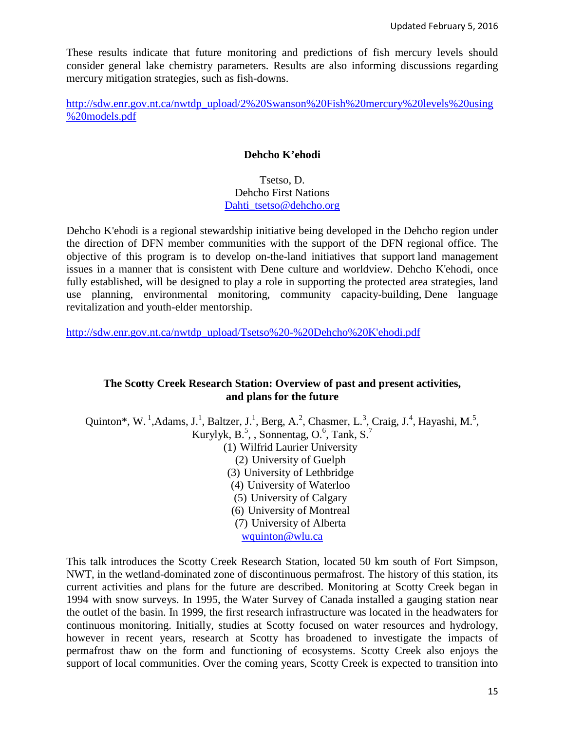These results indicate that future monitoring and predictions of fish mercury levels should consider general lake chemistry parameters. Results are also informing discussions regarding mercury mitigation strategies, such as fish-downs.

http://sdw.enr.gov.nt.ca/nwtdp_upload/2%20Swanson%20Fish%20mercury%20levels%20using%20models.pdf

### Dehcho K'ehodi

Tsetso, D.
Dehcho First Nations
Dahti_tsetso@dehcho.org

Dehcho K'ehodi is a regional stewardship initiative being developed in the Dehcho region under the direction of DFN member communities with the support of the DFN regional office. The objective of this program is to develop on-the-land initiatives that support land management issues in a manner that is consistent with Dene culture and worldview. Dehcho K'ehodi, once fully established, will be designed to play a role in supporting the protected area strategies, land use planning, environmental monitoring, community capacity-building, Dene language revitalization and youth-elder mentorship.

http://sdw.enr.gov.nt.ca/nwtdp_upload/Tsetso%20-%20Dehcho%20K'ehodi.pdf

### The Scotty Creek Research Station: Overview of past and present activities, and plans for the future

Quinton*, W. [1], Adams, J.[1], Baltzer, J.[1], Berg, A.[2], Chasmer, L.[3], Craig, J.[4], Hayashi, M.[5], Kurylyk, B.[5], , Sonnentag, O.[6], Tank, S.[7]

(1) Wilfrid Laurier University
(2) University of Guelph
(3) University of Lethbridge
(4) University of Waterloo
(5) University of Calgary
(6) University of Montreal
(7) University of Alberta

wquinton@wlu.ca

This talk introduces the Scotty Creek Research Station, located 50 km south of Fort Simpson, NWT, in the wetland-dominated zone of discontinuous permafrost. The history of this station, its current activities and plans for the future are described. Monitoring at Scotty Creek began in 1994 with snow surveys. In 1995, the Water Survey of Canada installed a gauging station near the outlet of the basin. In 1999, the first research infrastructure was located in the headwaters for continuous monitoring. Initially, studies at Scotty focused on water resources and hydrology, however in recent years, research at Scotty has broadened to investigate the impacts of permafrost thaw on the form and functioning of ecosystems. Scotty Creek also enjoys the support of local communities. Over the coming years, Scotty Creek is expected to transition into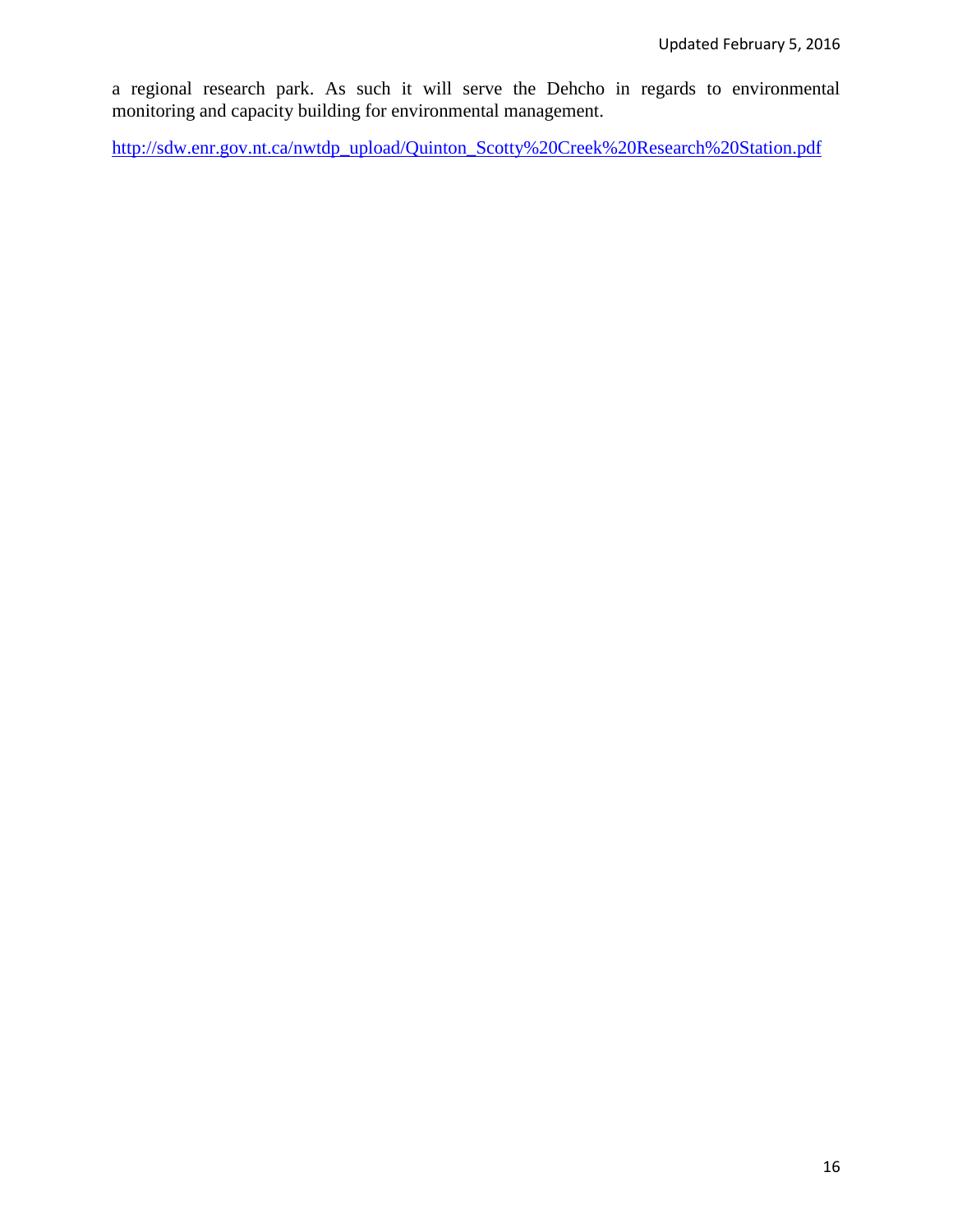a regional research park. As such it will serve the Dehcho in regards to environmental monitoring and capacity building for environmental management.

[http://sdw.enr.gov.nt.ca/nwtdp_upload/Quinton_Scotty%20Creek%20Research%20Station.pdf](http://sdw.enr.gov.nt.ca/nwtdp_upload/Quinton_Scotty%20Creek%20Research%20Station.pdf)